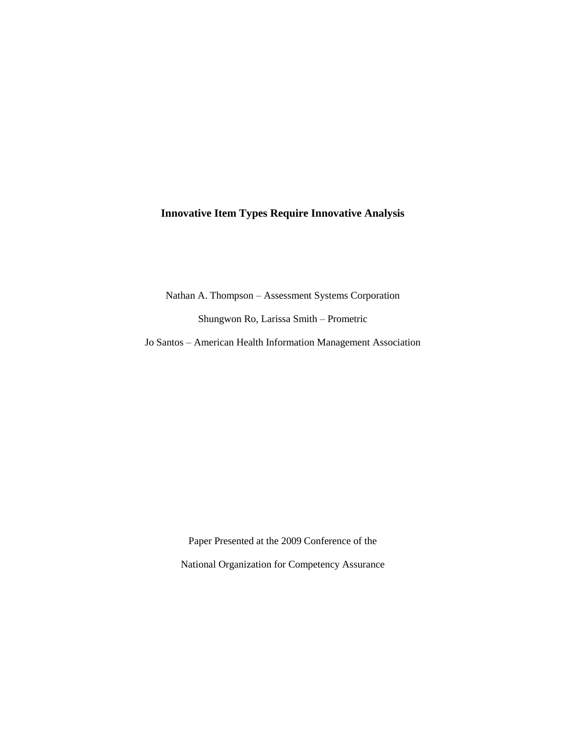# Innovative Item Types Require Innovative Analysis

Nathan A. Thompson – Assessment Systems Corporation

Shungwon Ro, Larissa Smith – Prometric

Jo Santos – American Health Information Management Association

Paper Presented at the 2009 Conference of the

National Organization for Competency Assurance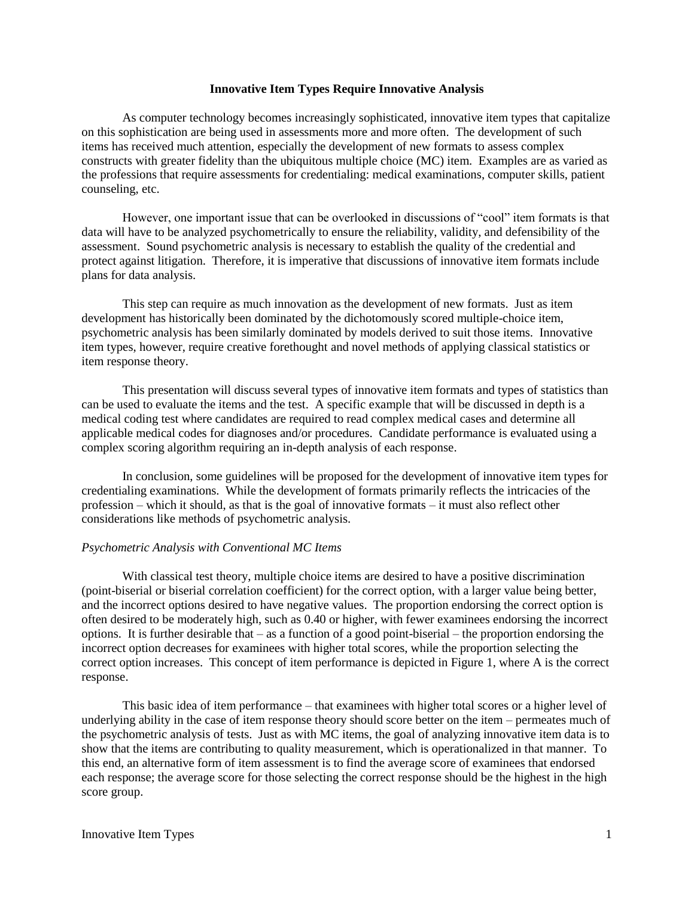**Innovative Item Types Require Innovative Analysis**

As computer technology becomes increasingly sophisticated, innovative item types that capitalize on this sophistication are being used in assessments more and more often. The development of such items has received much attention, especially the development of new formats to assess complex constructs with greater fidelity than the ubiquitous multiple choice (MC) item. Examples are as varied as the professions that require assessments for credentialing: medical examinations, computer skills, patient counseling, etc.

However, one important issue that can be overlooked in discussions of "cool" item formats is that data will have to be analyzed psychometrically to ensure the reliability, validity, and defensibility of the assessment. Sound psychometric analysis is necessary to establish the quality of the credential and protect against litigation. Therefore, it is imperative that discussions of innovative item formats include plans for data analysis.

This step can require as much innovation as the development of new formats. Just as item development has historically been dominated by the dichotomously scored multiple-choice item, psychometric analysis has been similarly dominated by models derived to suit those items. Innovative item types, however, require creative forethought and novel methods of applying classical statistics or item response theory.

This presentation will discuss several types of innovative item formats and types of statistics than can be used to evaluate the items and the test. A specific example that will be discussed in depth is a medical coding test where candidates are required to read complex medical cases and determine all applicable medical codes for diagnoses and/or procedures. Candidate performance is evaluated using a complex scoring algorithm requiring an in-depth analysis of each response.

In conclusion, some guidelines will be proposed for the development of innovative item types for credentialing examinations. While the development of formats primarily reflects the intricacies of the profession – which it should, as that is the goal of innovative formats – it must also reflect other considerations like methods of psychometric analysis.

*Psychometric Analysis with Conventional MC Items*

With classical test theory, multiple choice items are desired to have a positive discrimination (point-biserial or biserial correlation coefficient) for the correct option, with a larger value being better, and the incorrect options desired to have negative values. The proportion endorsing the correct option is often desired to be moderately high, such as 0.40 or higher, with fewer examinees endorsing the incorrect options. It is further desirable that – as a function of a good point-biserial – the proportion endorsing the incorrect option decreases for examinees with higher total scores, while the proportion selecting the correct option increases. This concept of item performance is depicted in Figure 1, where A is the correct response.

This basic idea of item performance – that examinees with higher total scores or a higher level of underlying ability in the case of item response theory should score better on the item – permeates much of the psychometric analysis of tests. Just as with MC items, the goal of analyzing innovative item data is to show that the items are contributing to quality measurement, which is operationalized in that manner. To this end, an alternative form of item assessment is to find the average score of examinees that endorsed each response; the average score for those selecting the correct response should be the highest in the high score group.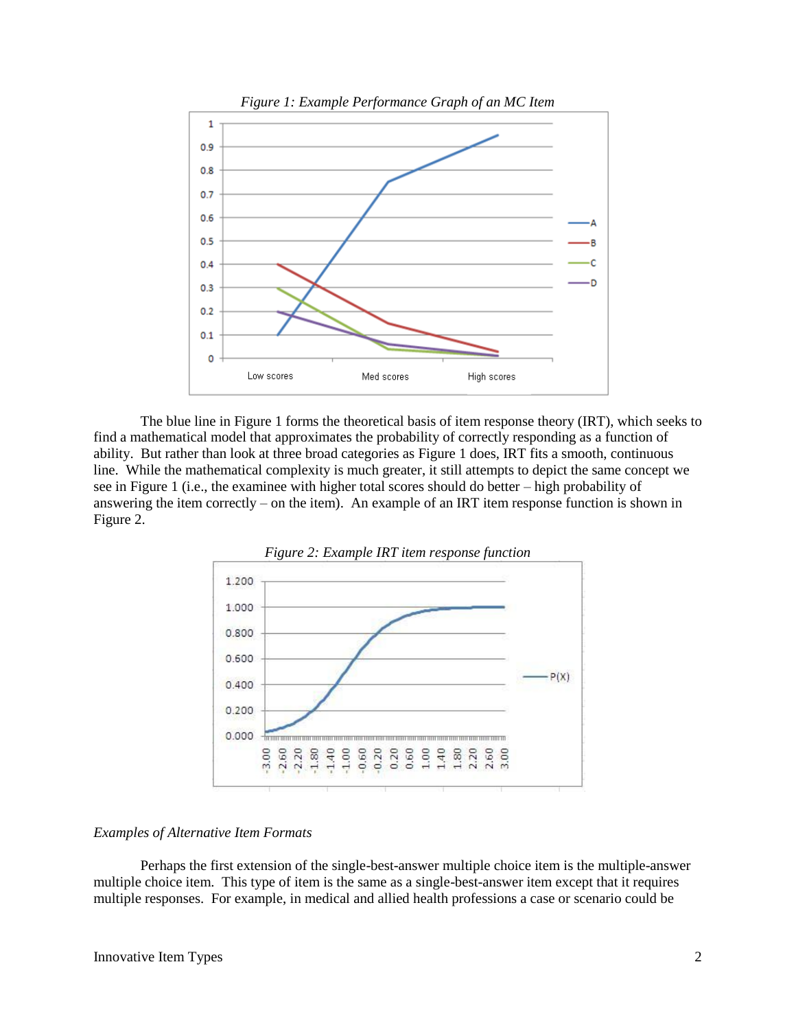*Figure 1: Example Performance Graph of an MC Item*

The blue line in Figure 1 forms the theoretical basis of item response theory (IRT), which seeks to find a mathematical model that approximates the probability of correctly responding as a function of ability. But rather than look at three broad categories as Figure 1 does, IRT fits a smooth, continuous line. While the mathematical complexity is much greater, it still attempts to depict the same concept we see in Figure 1 (i.e., the examinee with higher total scores should do better – high probability of answering the item correctly – on the item). An example of an IRT item response function is shown in Figure 2.

*Figure 2: Example IRT item response function*

*Examples of Alternative Item Formats*

Perhaps the first extension of the single-best-answer multiple choice item is the multiple-answer multiple choice item. This type of item is the same as a single-best-answer item except that it requires multiple responses. For example, in medical and allied health professions a case or scenario could be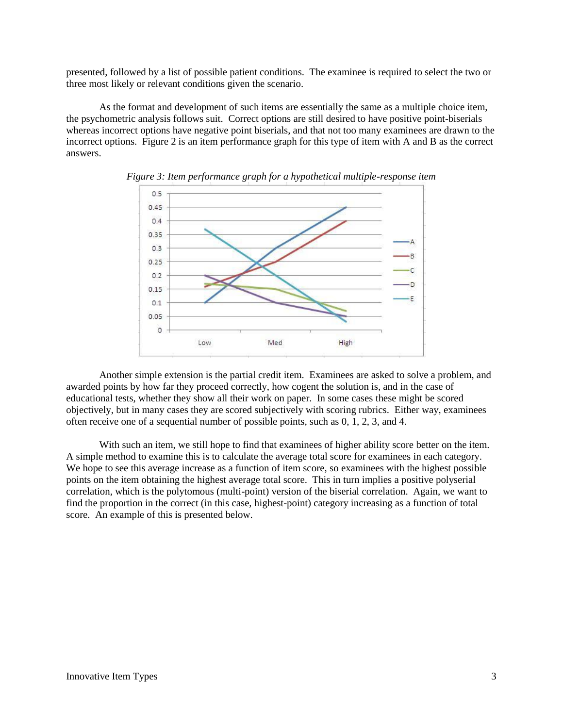presented, followed by a list of possible patient conditions. The examinee is required to select the two or three most likely or relevant conditions given the scenario.

As the format and development of such items are essentially the same as a multiple choice item, the psychometric analysis follows suit. Correct options are still desired to have positive point-biserials whereas incorrect options have negative point biserials, and that not too many examinees are drawn to the incorrect options. Figure 2 is an item performance graph for this type of item with A and B as the correct answers.

*Figure 3: Item performance graph for a hypothetical multiple-response item*

Another simple extension is the partial credit item. Examinees are asked to solve a problem, and awarded points by how far they proceed correctly, how cogent the solution is, and in the case of educational tests, whether they show all their work on paper. In some cases these might be scored objectively, but in many cases they are scored subjectively with scoring rubrics. Either way, examinees often receive one of a sequential number of possible points, such as 0, 1, 2, 3, and 4.

With such an item, we still hope to find that examinees of higher ability score better on the item. A simple method to examine this is to calculate the average total score for examinees in each category. We hope to see this average increase as a function of item score, so examinees with the highest possible points on the item obtaining the highest average total score. This in turn implies a positive polyserial correlation, which is the polytomous (multi-point) version of the biserial correlation. Again, we want to find the proportion in the correct (in this case, highest-point) category increasing as a function of total score. An example of this is presented below.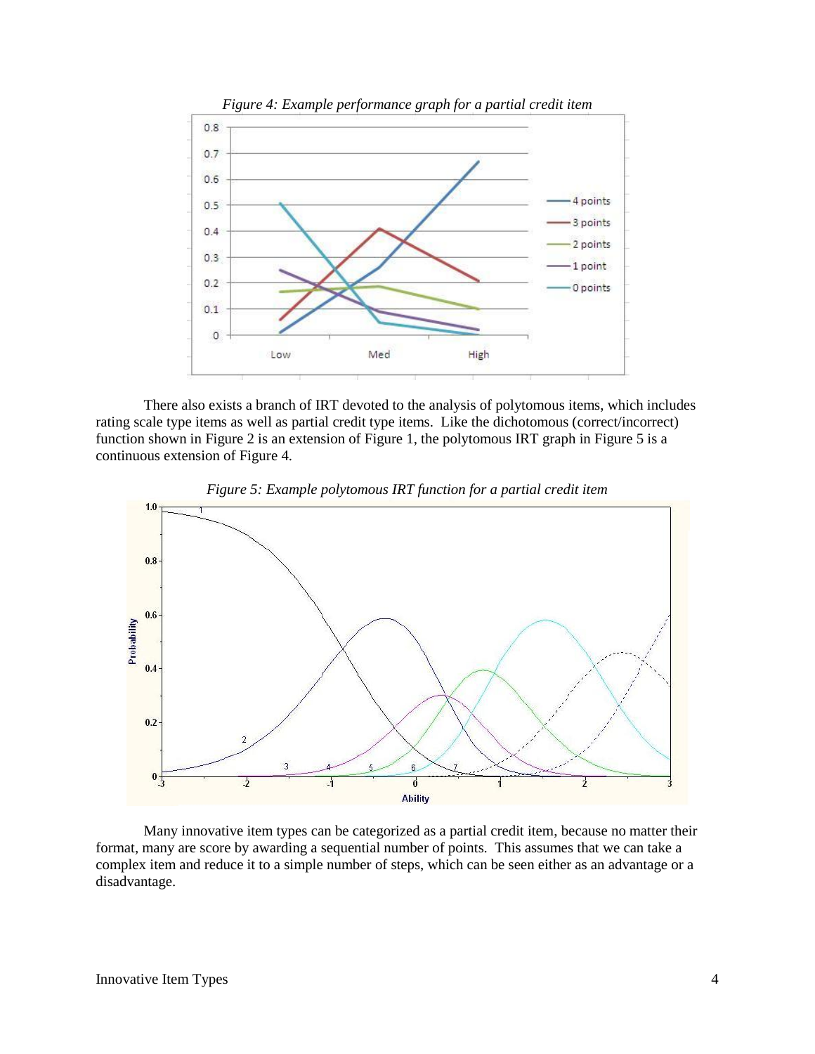*Figure 4: Example performance graph for a partial credit item*

There also exists a branch of IRT devoted to the analysis of polytomous items, which includes rating scale type items as well as partial credit type items. Like the dichotomous (correct/incorrect) function shown in Figure 2 is an extension of Figure 1, the polytomous IRT graph in Figure 5 is a continuous extension of Figure 4.

*Figure 5: Example polytomous IRT function for a partial credit item*

Many innovative item types can be categorized as a partial credit item, because no matter their format, many are score by awarding a sequential number of points. This assumes that we can take a complex item and reduce it to a simple number of steps, which can be seen either as an advantage or a disadvantage.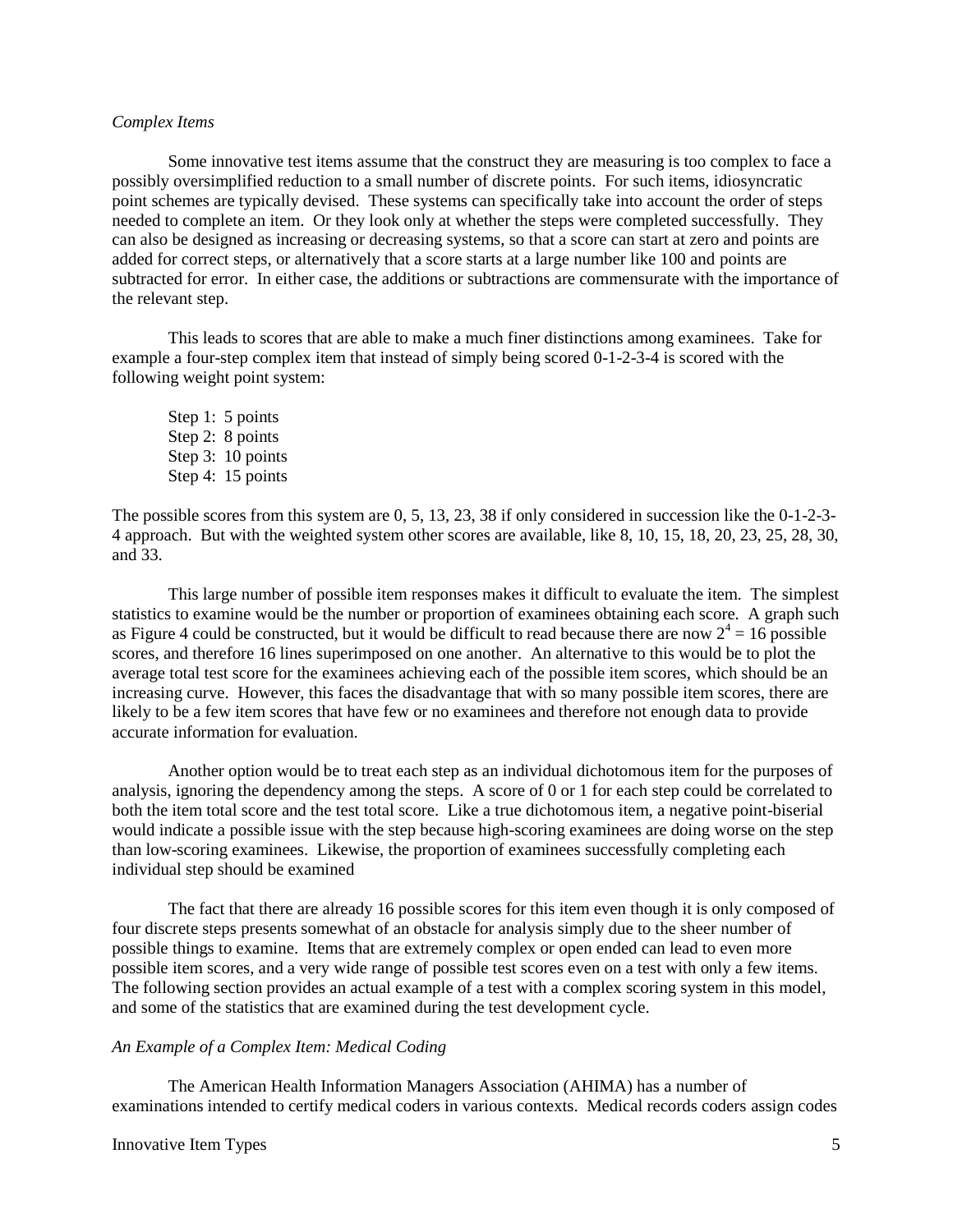*Complex Items*

Some innovative test items assume that the construct they are measuring is too complex to face a possibly oversimplified reduction to a small number of discrete points. For such items, idiosyncratic point schemes are typically devised. These systems can specifically take into account the order of steps needed to complete an item. Or they look only at whether the steps were completed successfully. They can also be designed as increasing or decreasing systems, so that a score can start at zero and points are added for correct steps, or alternatively that a score starts at a large number like 100 and points are subtracted for error. In either case, the additions or subtractions are commensurate with the importance of the relevant step.

This leads to scores that are able to make a much finer distinctions among examinees. Take for example a four-step complex item that instead of simply being scored 0-1-2-3-4 is scored with the following weight point system:

Step 1: 5 points  
Step 2: 8 points  
Step 3: 10 points  
Step 4: 15 points

The possible scores from this system are 0, 5, 13, 23, 38 if only considered in succession like the 0-1-2-3-4 approach. But with the weighted system other scores are available, like 8, 10, 15, 18, 20, 23, 25, 28, 30, and 33.

This large number of possible item responses makes it difficult to evaluate the item. The simplest statistics to examine would be the number or proportion of examinees obtaining each score. A graph such as Figure 4 could be constructed, but it would be difficult to read because there are now $2^4 = 16$ possible scores, and therefore 16 lines superimposed on one another. An alternative to this would be to plot the average total test score for the examinees achieving each of the possible item scores, which should be an increasing curve. However, this faces the disadvantage that with so many possible item scores, there are likely to be a few item scores that have few or no examinees and therefore not enough data to provide accurate information for evaluation.

Another option would be to treat each step as an individual dichotomous item for the purposes of analysis, ignoring the dependency among the steps. A score of 0 or 1 for each step could be correlated to both the item total score and the test total score. Like a true dichotomous item, a negative point-biserial would indicate a possible issue with the step because high-scoring examinees are doing worse on the step than low-scoring examinees. Likewise, the proportion of examinees successfully completing each individual step should be examined

The fact that there are already 16 possible scores for this item even though it is only composed of four discrete steps presents somewhat of an obstacle for analysis simply due to the sheer number of possible things to examine. Items that are extremely complex or open ended can lead to even more possible item scores, and a very wide range of possible test scores even on a test with only a few items. The following section provides an actual example of a test with a complex scoring system in this model, and some of the statistics that are examined during the test development cycle.

*An Example of a Complex Item: Medical Coding*

The American Health Information Managers Association (AHIMA) has a number of examinations intended to certify medical coders in various contexts. Medical records coders assign codes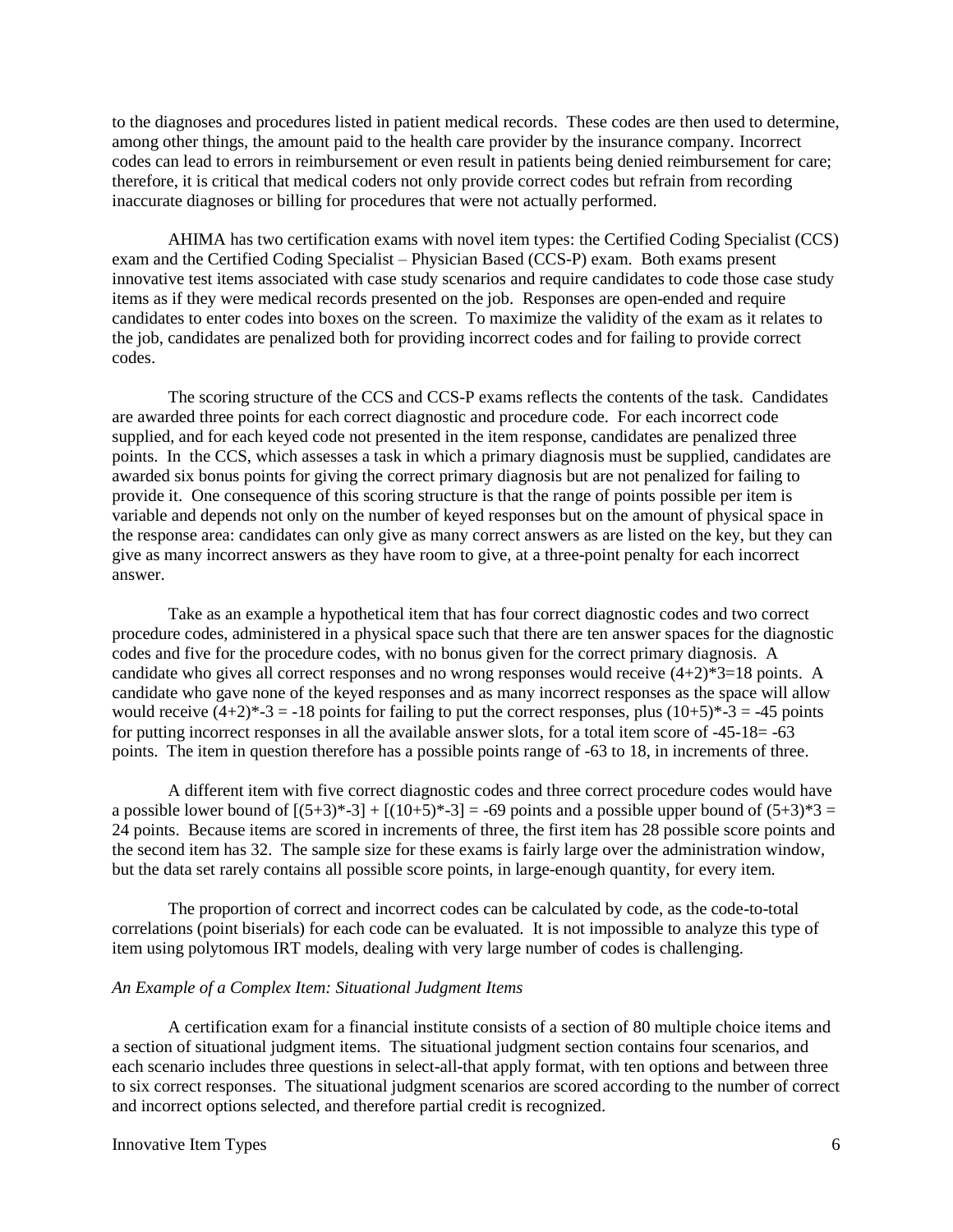to the diagnoses and procedures listed in patient medical records. These codes are then used to determine, among other things, the amount paid to the health care provider by the insurance company. Incorrect codes can lead to errors in reimbursement or even result in patients being denied reimbursement for care; therefore, it is critical that medical coders not only provide correct codes but refrain from recording inaccurate diagnoses or billing for procedures that were not actually performed.

AHIMA has two certification exams with novel item types: the Certified Coding Specialist (CCS) exam and the Certified Coding Specialist – Physician Based (CCS-P) exam. Both exams present innovative test items associated with case study scenarios and require candidates to code those case study items as if they were medical records presented on the job. Responses are open-ended and require candidates to enter codes into boxes on the screen. To maximize the validity of the exam as it relates to the job, candidates are penalized both for providing incorrect codes and for failing to provide correct codes.

The scoring structure of the CCS and CCS-P exams reflects the contents of the task. Candidates are awarded three points for each correct diagnostic and procedure code. For each incorrect code supplied, and for each keyed code not presented in the item response, candidates are penalized three points. In the CCS, which assesses a task in which a primary diagnosis must be supplied, candidates are awarded six bonus points for giving the correct primary diagnosis but are not penalized for failing to provide it. One consequence of this scoring structure is that the range of points possible per item is variable and depends not only on the number of keyed responses but on the amount of physical space in the response area: candidates can only give as many correct answers as are listed on the key, but they can give as many incorrect answers as they have room to give, at a three-point penalty for each incorrect answer.

Take as an example a hypothetical item that has four correct diagnostic codes and two correct procedure codes, administered in a physical space such that there are ten answer spaces for the diagnostic codes and five for the procedure codes, with no bonus given for the correct primary diagnosis. A candidate who gives all correct responses and no wrong responses would receive $(4+2)*3=18$ points. A candidate who gave none of the keyed responses and as many incorrect responses as the space will allow would receive $(4+2)*-3 = -18$ points for failing to put the correct responses, plus $(10+5)*-3 = -45$ points for putting incorrect responses in all the available answer slots, for a total item score of $-45-18= -63$ points. The item in question therefore has a possible points range of -63 to 18, in increments of three.

A different item with five correct diagnostic codes and three correct procedure codes would have a possible lower bound of $[(5+3)*-3] + [(10+5)*-3] = -69$ points and a possible upper bound of $(5+3)*3 = 24$ points. Because items are scored in increments of three, the first item has 28 possible score points and the second item has 32. The sample size for these exams is fairly large over the administration window, but the data set rarely contains all possible score points, in large-enough quantity, for every item.

The proportion of correct and incorrect codes can be calculated by code, as the code-to-total correlations (point biserials) for each code can be evaluated. It is not impossible to analyze this type of item using polytomous IRT models, dealing with very large number of codes is challenging.

*An Example of a Complex Item: Situational Judgment Items*

A certification exam for a financial institute consists of a section of 80 multiple choice items and a section of situational judgment items. The situational judgment section contains four scenarios, and each scenario includes three questions in select-all-that apply format, with ten options and between three to six correct responses. The situational judgment scenarios are scored according to the number of correct and incorrect options selected, and therefore partial credit is recognized.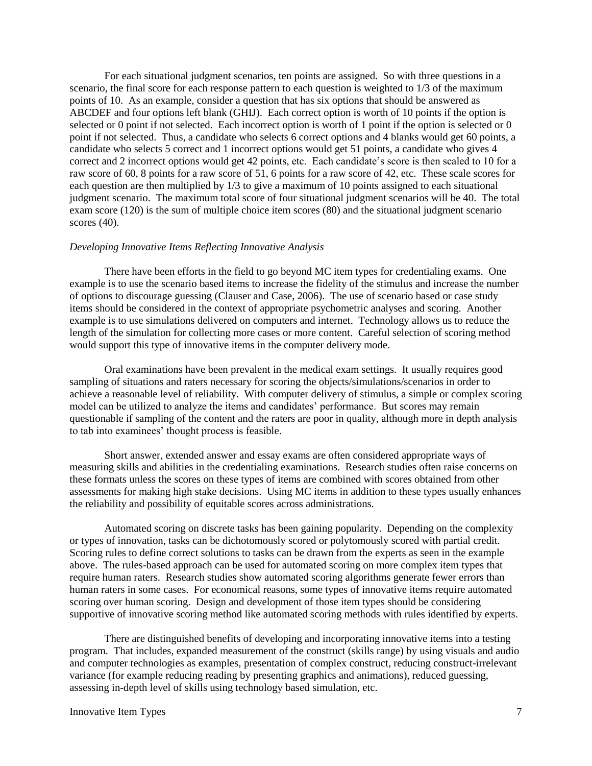For each situational judgment scenarios, ten points are assigned. So with three questions in a scenario, the final score for each response pattern to each question is weighted to 1/3 of the maximum points of 10. As an example, consider a question that has six options that should be answered as ABCDEF and four options left blank (GHIJ). Each correct option is worth of 10 points if the option is selected or 0 point if not selected. Each incorrect option is worth of 1 point if the option is selected or 0 point if not selected. Thus, a candidate who selects 6 correct options and 4 blanks would get 60 points, a candidate who selects 5 correct and 1 incorrect options would get 51 points, a candidate who gives 4 correct and 2 incorrect options would get 42 points, etc. Each candidate's score is then scaled to 10 for a raw score of 60, 8 points for a raw score of 51, 6 points for a raw score of 42, etc. These scale scores for each question are then multiplied by 1/3 to give a maximum of 10 points assigned to each situational judgment scenario. The maximum total score of four situational judgment scenarios will be 40. The total exam score (120) is the sum of multiple choice item scores (80) and the situational judgment scenario scores (40).

*Developing Innovative Items Reflecting Innovative Analysis*

There have been efforts in the field to go beyond MC item types for credentialing exams. One example is to use the scenario based items to increase the fidelity of the stimulus and increase the number of options to discourage guessing (Clauser and Case, 2006). The use of scenario based or case study items should be considered in the context of appropriate psychometric analyses and scoring. Another example is to use simulations delivered on computers and internet. Technology allows us to reduce the length of the simulation for collecting more cases or more content. Careful selection of scoring method would support this type of innovative items in the computer delivery mode.

Oral examinations have been prevalent in the medical exam settings. It usually requires good sampling of situations and raters necessary for scoring the objects/simulations/scenarios in order to achieve a reasonable level of reliability. With computer delivery of stimulus, a simple or complex scoring model can be utilized to analyze the items and candidates' performance. But scores may remain questionable if sampling of the content and the raters are poor in quality, although more in depth analysis to tab into examinees' thought process is feasible.

Short answer, extended answer and essay exams are often considered appropriate ways of measuring skills and abilities in the credentialing examinations. Research studies often raise concerns on these formats unless the scores on these types of items are combined with scores obtained from other assessments for making high stake decisions. Using MC items in addition to these types usually enhances the reliability and possibility of equitable scores across administrations.

Automated scoring on discrete tasks has been gaining popularity. Depending on the complexity or types of innovation, tasks can be dichotomously scored or polytomously scored with partial credit. Scoring rules to define correct solutions to tasks can be drawn from the experts as seen in the example above. The rules-based approach can be used for automated scoring on more complex item types that require human raters. Research studies show automated scoring algorithms generate fewer errors than human raters in some cases. For economical reasons, some types of innovative items require automated scoring over human scoring. Design and development of those item types should be considering supportive of innovative scoring method like automated scoring methods with rules identified by experts.

There are distinguished benefits of developing and incorporating innovative items into a testing program. That includes, expanded measurement of the construct (skills range) by using visuals and audio and computer technologies as examples, presentation of complex construct, reducing construct-irrelevant variance (for example reducing reading by presenting graphics and animations), reduced guessing, assessing in-depth level of skills using technology based simulation, etc.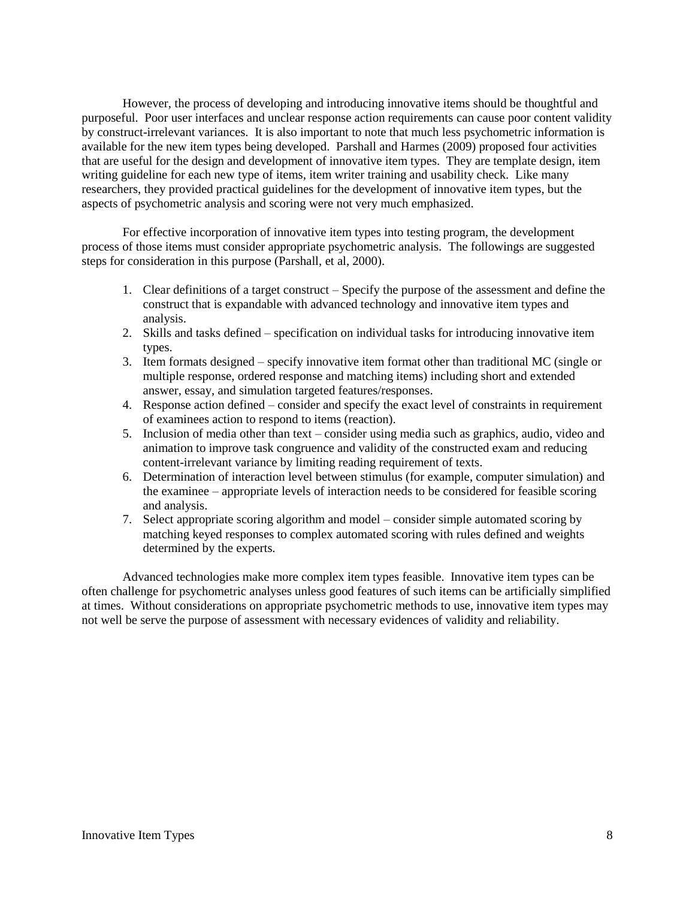However, the process of developing and introducing innovative items should be thoughtful and purposeful. Poor user interfaces and unclear response action requirements can cause poor content validity by construct-irrelevant variances. It is also important to note that much less psychometric information is available for the new item types being developed. Parshall and Harmes (2009) proposed four activities that are useful for the design and development of innovative item types. They are template design, item writing guideline for each new type of items, item writer training and usability check. Like many researchers, they provided practical guidelines for the development of innovative item types, but the aspects of psychometric analysis and scoring were not very much emphasized.

For effective incorporation of innovative item types into testing program, the development process of those items must consider appropriate psychometric analysis. The followings are suggested steps for consideration in this purpose (Parshall, et al, 2000).

1. Clear definitions of a target construct – Specify the purpose of the assessment and define the construct that is expandable with advanced technology and innovative item types and analysis.
2. Skills and tasks defined – specification on individual tasks for introducing innovative item types.
3. Item formats designed – specify innovative item format other than traditional MC (single or multiple response, ordered response and matching items) including short and extended answer, essay, and simulation targeted features/responses.
4. Response action defined – consider and specify the exact level of constraints in requirement of examinees action to respond to items (reaction).
5. Inclusion of media other than text – consider using media such as graphics, audio, video and animation to improve task congruence and validity of the constructed exam and reducing content-irrelevant variance by limiting reading requirement of texts.
6. Determination of interaction level between stimulus (for example, computer simulation) and the examinee – appropriate levels of interaction needs to be considered for feasible scoring and analysis.
7. Select appropriate scoring algorithm and model – consider simple automated scoring by matching keyed responses to complex automated scoring with rules defined and weights determined by the experts.

Advanced technologies make more complex item types feasible. Innovative item types can be often challenge for psychometric analyses unless good features of such items can be artificially simplified at times. Without considerations on appropriate psychometric methods to use, innovative item types may not well be serve the purpose of assessment with necessary evidences of validity and reliability.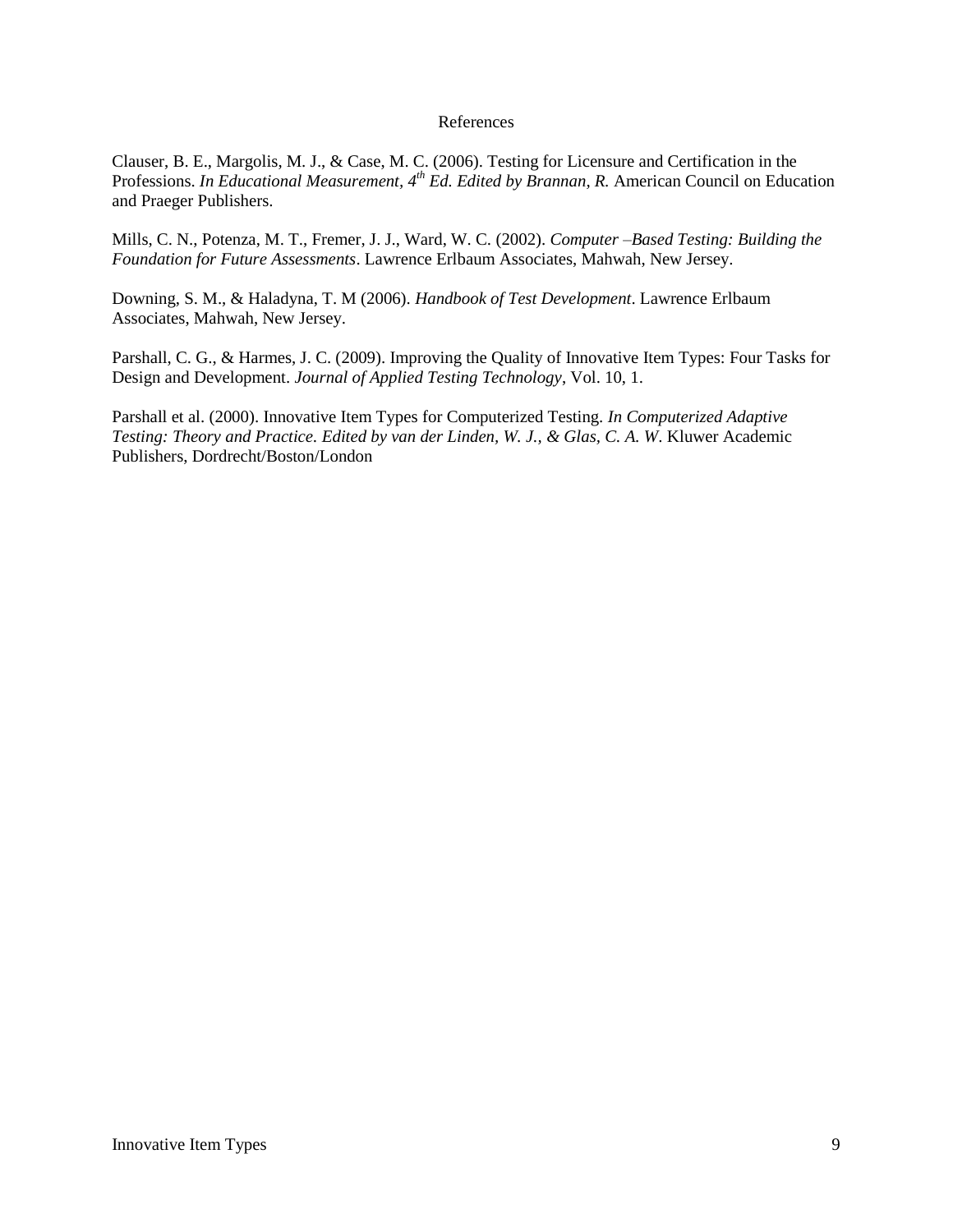# References

Clauser, B. E., Margolis, M. J., & Case, M. C. (2006). Testing for Licensure and Certification in the Professions. *In Educational Measurement, 4th Ed. Edited by Brannan, R.* American Council on Education and Praeger Publishers.

Mills, C. N., Potenza, M. T., Fremer, J. J., Ward, W. C. (2002). *Computer –Based Testing: Building the Foundation for Future Assessments*. Lawrence Erlbaum Associates, Mahwah, New Jersey.

Downing, S. M., & Haladyna, T. M (2006). *Handbook of Test Development*. Lawrence Erlbaum Associates, Mahwah, New Jersey.

Parshall, C. G., & Harmes, J. C. (2009). Improving the Quality of Innovative Item Types: Four Tasks for Design and Development. *Journal of Applied Testing Technology*, Vol. 10, 1.

Parshall et al. (2000). Innovative Item Types for Computerized Testing. *In Computerized Adaptive Testing: Theory and Practice. Edited by van der Linden, W. J., & Glas, C. A. W*. Kluwer Academic Publishers, Dordrecht/Boston/London